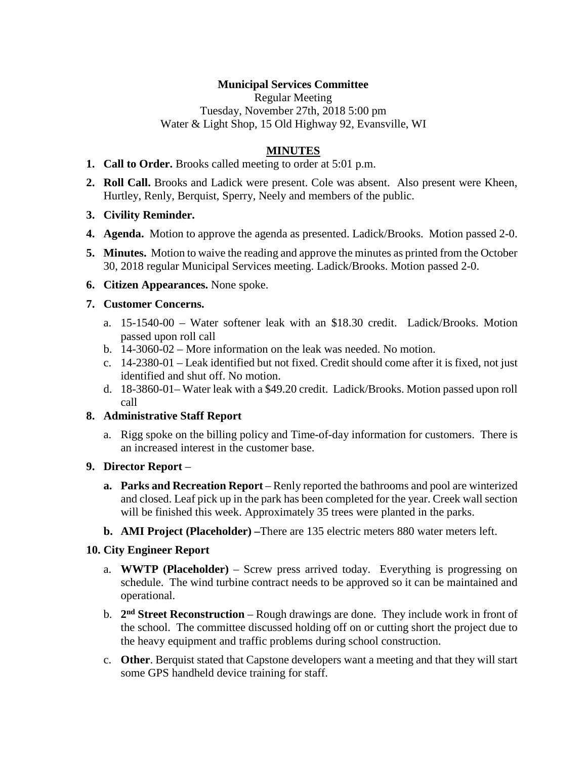**Municipal Services Committee**

Regular Meeting

Tuesday, November 27th, 2018 5:00 pm

Water & Light Shop, 15 Old Highway 92, Evansville, WI

**MINUTES**

1. **Call to Order.** Brooks called meeting to order at 5:01 p.m.
2. **Roll Call.** Brooks and Ladick were present. Cole was absent. Also present were Kheen, Hurtley, Renly, Berquist, Sperry, Neely and members of the public.
3. **Civility Reminder.**
4. **Agenda.** Motion to approve the agenda as presented. Ladick/Brooks. Motion passed 2-0.
5. **Minutes.** Motion to waive the reading and approve the minutes as printed from the October 30, 2018 regular Municipal Services meeting. Ladick/Brooks. Motion passed 2-0.
6. **Citizen Appearances.** None spoke.
7. **Customer Concerns.**
   a. 15-1540-00 – Water softener leak with an $18.30 credit. Ladick/Brooks. Motion passed upon roll call
   b. 14-3060-02 – More information on the leak was needed. No motion.
   c. 14-2380-01 – Leak identified but not fixed. Credit should come after it is fixed, not just identified and shut off. No motion.
   d. 18-3860-01– Water leak with a $49.20 credit. Ladick/Brooks. Motion passed upon roll call
8. **Administrative Staff Report**
   a. Rigg spoke on the billing policy and Time-of-day information for customers. There is an increased interest in the customer base.
9. **Director Report** –
   **a. Parks and Recreation Report** – Renly reported the bathrooms and pool are winterized and closed. Leaf pick up in the park has been completed for the year. Creek wall section will be finished this week. Approximately 35 trees were planted in the parks.

   **b. AMI Project (Placeholder) –**There are 135 electric meters 880 water meters left.
10. **City Engineer Report**
    a. **WWTP (Placeholder)** – Screw press arrived today. Everything is progressing on schedule. The wind turbine contract needs to be approved so it can be maintained and operational.
    b. **2nd Street Reconstruction** – Rough drawings are done. They include work in front of the school. The committee discussed holding off on or cutting short the project due to the heavy equipment and traffic problems during school construction.
    c. **Other**. Berquist stated that Capstone developers want a meeting and that they will start some GPS handheld device training for staff.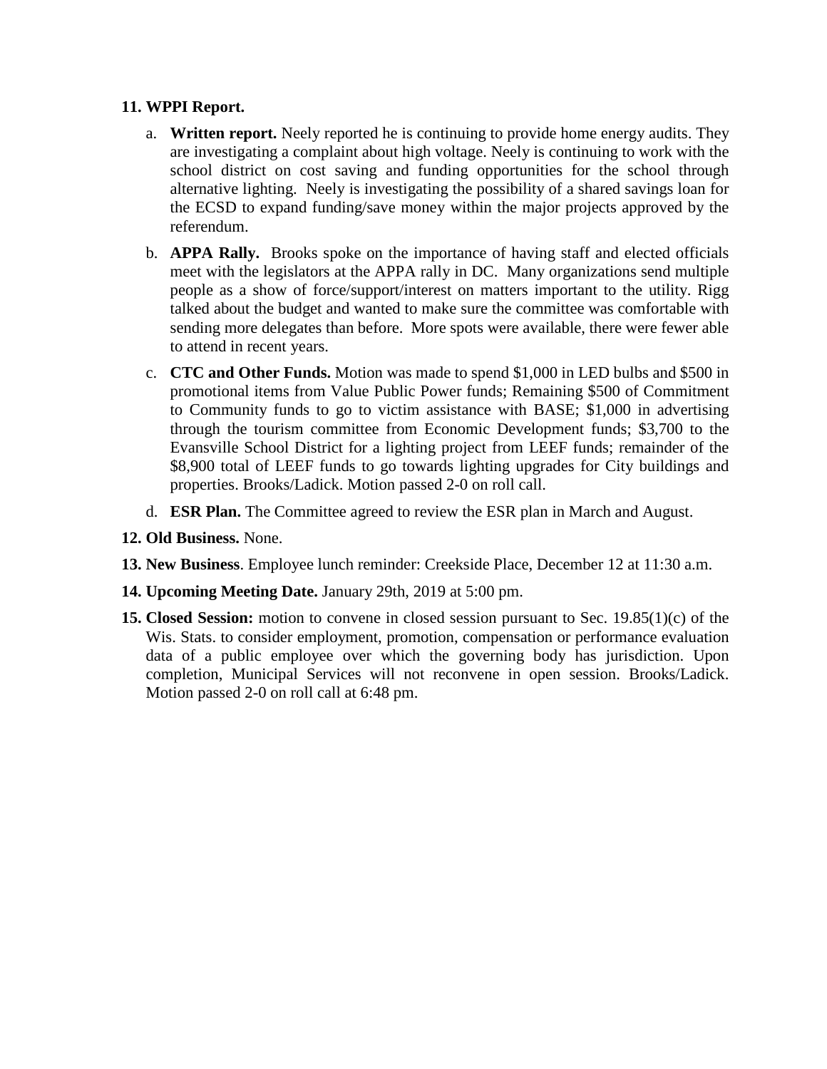**11. WPPI Report.**

a. **Written report.** Neely reported he is continuing to provide home energy audits. They are investigating a complaint about high voltage. Neely is continuing to work with the school district on cost saving and funding opportunities for the school through alternative lighting. Neely is investigating the possibility of a shared savings loan for the ECSD to expand funding/save money within the major projects approved by the referendum.

b. **APPA Rally.** Brooks spoke on the importance of having staff and elected officials meet with the legislators at the APPA rally in DC. Many organizations send multiple people as a show of force/support/interest on matters important to the utility. Rigg talked about the budget and wanted to make sure the committee was comfortable with sending more delegates than before. More spots were available, there were fewer able to attend in recent years.

c. **CTC and Other Funds.** Motion was made to spend $1,000 in LED bulbs and $500 in promotional items from Value Public Power funds; Remaining $500 of Commitment to Community funds to go to victim assistance with BASE; $1,000 in advertising through the tourism committee from Economic Development funds; $3,700 to the Evansville School District for a lighting project from LEEF funds; remainder of the $8,900 total of LEEF funds to go towards lighting upgrades for City buildings and properties. Brooks/Ladick. Motion passed 2-0 on roll call.

d. **ESR Plan.** The Committee agreed to review the ESR plan in March and August.

**12. Old Business.** None.

**13. New Business**. Employee lunch reminder: Creekside Place, December 12 at 11:30 a.m.

**14. Upcoming Meeting Date.** January 29th, 2019 at 5:00 pm.

**15. Closed Session:** motion to convene in closed session pursuant to Sec. 19.85(1)(c) of the Wis. Stats. to consider employment, promotion, compensation or performance evaluation data of a public employee over which the governing body has jurisdiction. Upon completion, Municipal Services will not reconvene in open session. Brooks/Ladick. Motion passed 2-0 on roll call at 6:48 pm.